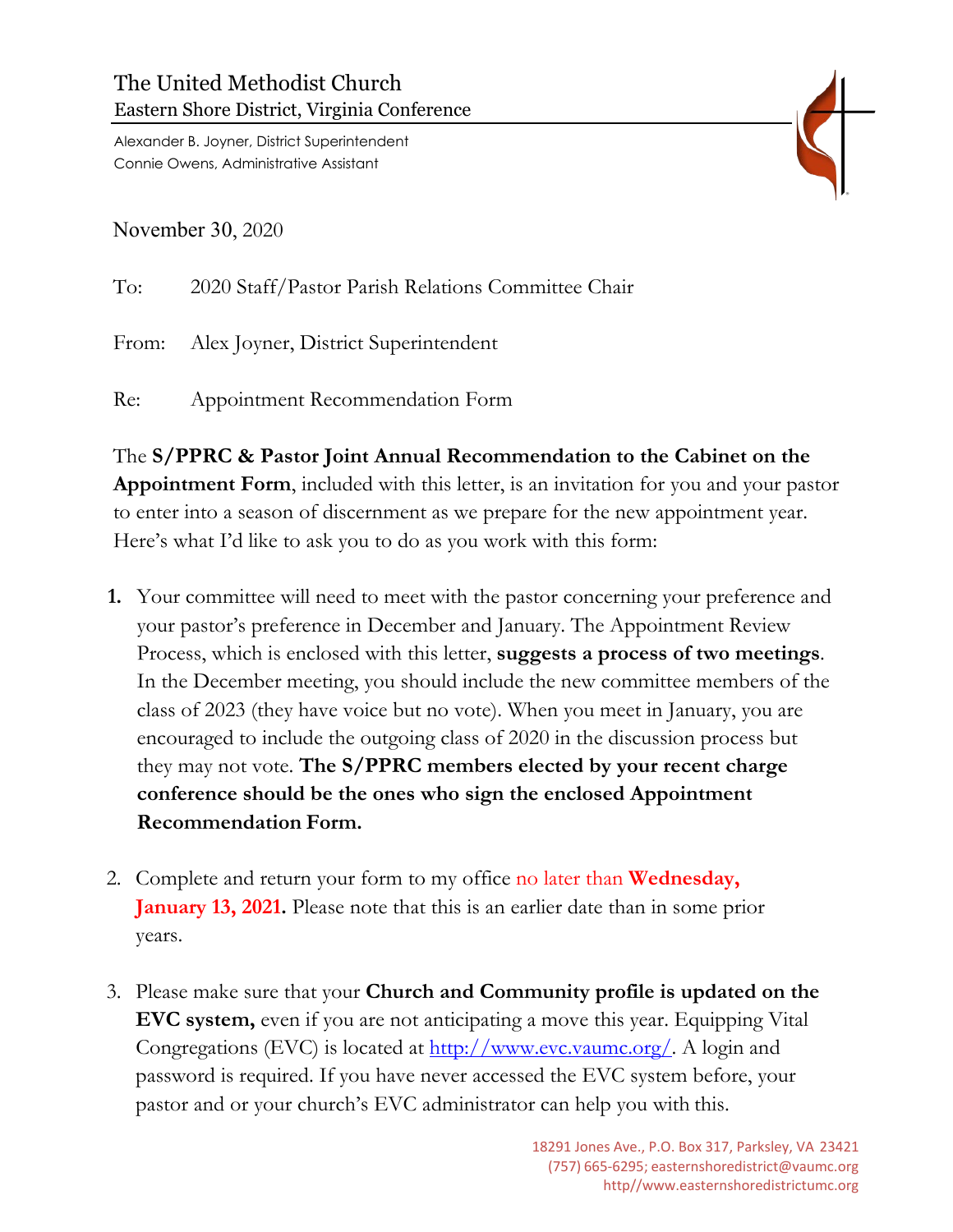# The United Methodist Church
## Eastern Shore District, Virginia Conference

Alexander B. Joyner, District Superintendent
Connie Owens, Administrative Assistant

November 30, 2020

To: 2020 Staff/Pastor Parish Relations Committee Chair

From: Alex Joyner, District Superintendent

Re: Appointment Recommendation Form

The **S/PPRC & Pastor Joint Annual Recommendation to the Cabinet on the Appointment Form**, included with this letter, is an invitation for you and your pastor to enter into a season of discernment as we prepare for the new appointment year. Here's what I'd like to ask you to do as you work with this form:

1. Your committee will need to meet with the pastor concerning your preference and your pastor's preference in December and January. The Appointment Review Process, which is enclosed with this letter, **suggests a process of two meetings**. In the December meeting, you should include the new committee members of the class of 2023 (they have voice but no vote). When you meet in January, you are encouraged to include the outgoing class of 2020 in the discussion process but they may not vote. **The S/PPRC members elected by your recent charge conference should be the ones who sign the enclosed Appointment Recommendation Form.**

2. Complete and return your form to my office no later than **Wednesday, January 13, 2021.** Please note that this is an earlier date than in some prior years.

3. Please make sure that your **Church and Community profile is updated on the EVC system,** even if you are not anticipating a move this year. Equipping Vital Congregations (EVC) is located at [http://www.evc.vaumc.org/](http://www.evc.vaumc.org/). A login and password is required. If you have never accessed the EVC system before, your pastor and or your church's EVC administrator can help you with this.

18291 Jones Ave., P.O. Box 317, Parksley, VA 23421
(757) 665-6295; easternshoredistrict@vaumc.org
http//www.easternshoredistrictumc.org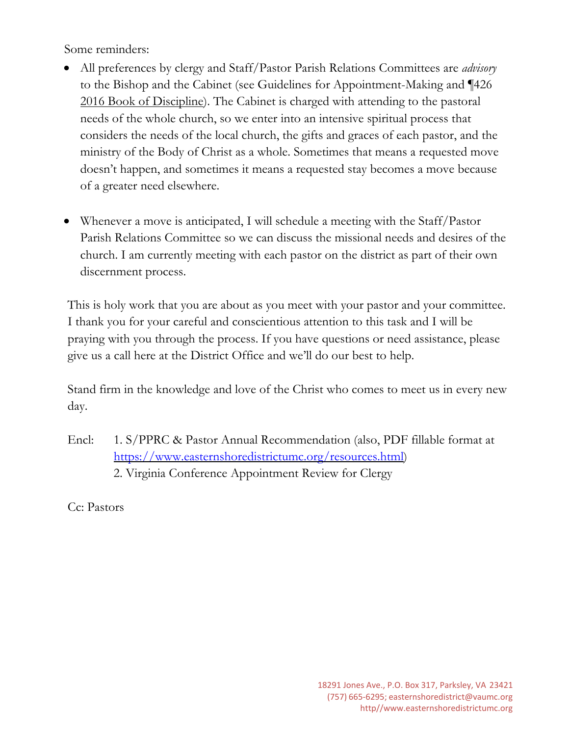Some reminders:

- All preferences by clergy and Staff/Pastor Parish Relations Committees are *advisory* to the Bishop and the Cabinet (see Guidelines for Appointment-Making and ¶426 2016 Book of Discipline). The Cabinet is charged with attending to the pastoral needs of the whole church, so we enter into an intensive spiritual process that considers the needs of the local church, the gifts and graces of each pastor, and the ministry of the Body of Christ as a whole. Sometimes that means a requested move doesn't happen, and sometimes it means a requested stay becomes a move because of a greater need elsewhere.

- Whenever a move is anticipated, I will schedule a meeting with the Staff/Pastor Parish Relations Committee so we can discuss the missional needs and desires of the church. I am currently meeting with each pastor on the district as part of their own discernment process.

This is holy work that you are about as you meet with your pastor and your committee. I thank you for your careful and conscientious attention to this task and I will be praying with you through the process. If you have questions or need assistance, please give us a call here at the District Office and we'll do our best to help.

Stand firm in the knowledge and love of the Christ who comes to meet us in every new day.

Encl: 1. S/PPRC & Pastor Annual Recommendation (also, PDF fillable format at https://www.easternshoredistrictumc.org/resources.html)
2. Virginia Conference Appointment Review for Clergy

Cc: Pastors

18291 Jones Ave., P.O. Box 317, Parksley, VA 23421
(757) 665-6295; easternshoredistrict@vaumc.org
http//www.easternshoredistrictumc.org